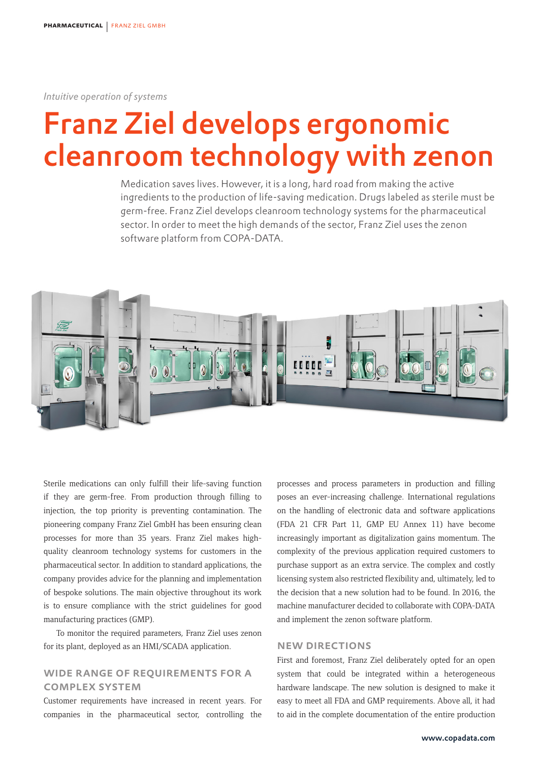*Intuitive operation of systems*

# Franz Ziel develops ergonomic cleanroom technology with zenon

Medication saves lives. However, it is a long, hard road from making the active ingredients to the production of life-saving medication. Drugs labeled as sterile must be germ-free. Franz Ziel develops cleanroom technology systems for the pharmaceutical sector. In order to meet the high demands of the sector, Franz Ziel uses the zenon software platform from COPA-DATA.

Sterile medications can only fulfill their life-saving function if they are germ-free. From production through filling to injection, the top priority is preventing contamination. The pioneering company Franz Ziel GmbH has been ensuring clean processes for more than 35 years. Franz Ziel makes high-quality cleanroom technology systems for customers in the pharmaceutical sector. In addition to standard applications, the company provides advice for the planning and implementation of bespoke solutions. The main objective throughout its work is to ensure compliance with the strict guidelines for good manufacturing practices (GMP).

To monitor the required parameters, Franz Ziel uses zenon for its plant, deployed as an HMI/SCADA application.

## WIDE RANGE OF REQUIREMENTS FOR A COMPLEX SYSTEM

Customer requirements have increased in recent years. For companies in the pharmaceutical sector, controlling the processes and process parameters in production and filling poses an ever-increasing challenge. International regulations on the handling of electronic data and software applications (FDA 21 CFR Part 11, GMP EU Annex 11) have become increasingly important as digitalization gains momentum. The complexity of the previous application required customers to purchase support as an extra service. The complex and costly licensing system also restricted flexibility and, ultimately, led to the decision that a new solution had to be found. In 2016, the machine manufacturer decided to collaborate with COPA-DATA and implement the zenon software platform.

## NEW DIRECTIONS

First and foremost, Franz Ziel deliberately opted for an open system that could be integrated within a heterogeneous hardware landscape. The new solution is designed to make it easy to meet all FDA and GMP requirements. Above all, it had to aid in the complete documentation of the entire production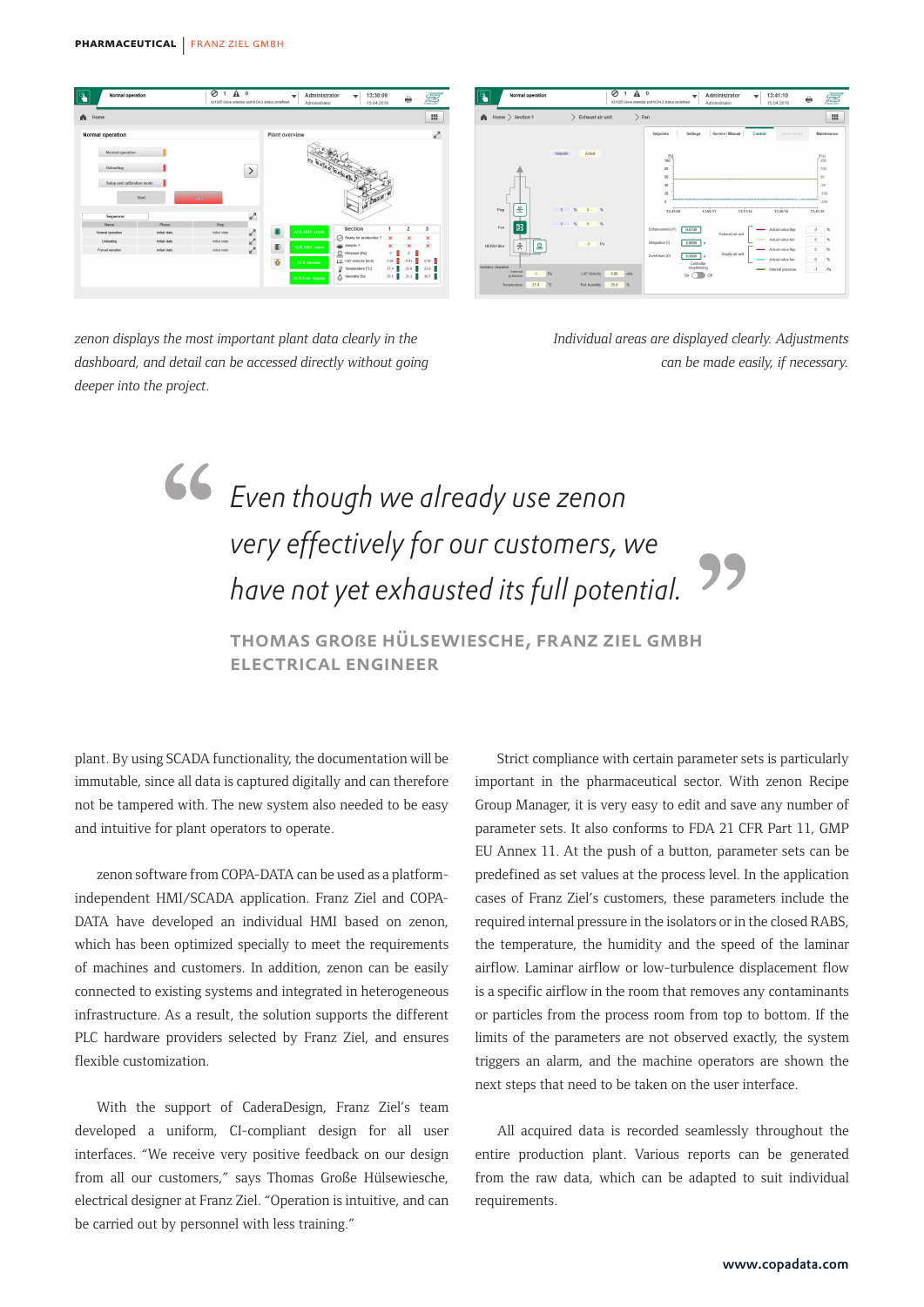*zenon displays the most important plant data clearly in the dashboard, and detail can be accessed directly without going deeper into the project.*

*Individual areas are displayed clearly. Adjustments can be made easily, if necessary.*

> *Even though we already use zenon very effectively for our customers, we have not yet exhausted its full potential.*
>
> **THOMAS GROßE HÜLSEWIESCHE, FRANZ ZIEL GMBH ELECTRICAL ENGINEER**

plant. By using SCADA functionality, the documentation will be immutable, since all data is captured digitally and can therefore not be tampered with. The new system also needed to be easy and intuitive for plant operators to operate.

zenon software from COPA-DATA can be used as a platform-independent HMI/SCADA application. Franz Ziel and COPA-DATA have developed an individual HMI based on zenon, which has been optimized specially to meet the requirements of machines and customers. In addition, zenon can be easily connected to existing systems and integrated in heterogeneous infrastructure. As a result, the solution supports the different PLC hardware providers selected by Franz Ziel, and ensures flexible customization.

With the support of CaderaDesign, Franz Ziel's team developed a uniform, CI-compliant design for all user interfaces. "We receive very positive feedback on our design from all our customers," says Thomas Große Hülsewiesche, electrical designer at Franz Ziel. "Operation is intuitive, and can be carried out by personnel with less training."

Strict compliance with certain parameter sets is particularly important in the pharmaceutical sector. With zenon Recipe Group Manager, it is very easy to edit and save any number of parameter sets. It also conforms to FDA 21 CFR Part 11, GMP EU Annex 11. At the push of a button, parameter sets can be predefined as set values at the process level. In the application cases of Franz Ziel's customers, these parameters include the required internal pressure in the isolators or in the closed RABS, the temperature, the humidity and the speed of the laminar airflow. Laminar airflow or low-turbulence displacement flow is a specific airflow in the room that removes any contaminants or particles from the process room from top to bottom. If the limits of the parameters are not observed exactly, the system triggers an alarm, and the machine operators are shown the next steps that need to be taken on the user interface.

All acquired data is recorded seamlessly throughout the entire production plant. Various reports can be generated from the raw data, which can be adapted to suit individual requirements.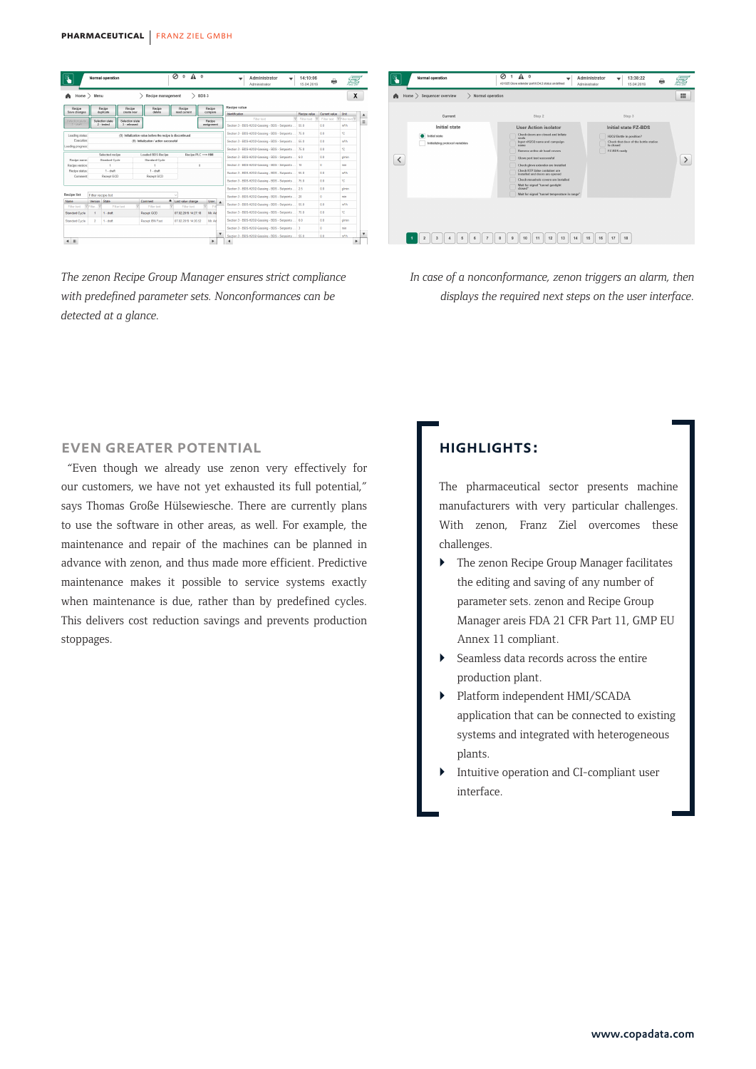*The zenon Recipe Group Manager ensures strict compliance with predefined parameter sets. Nonconformances can be detected at a glance.*

*In case of a nonconformance, zenon triggers an alarm, then displays the required next steps on the user interface.*

## EVEN GREATER POTENTIAL

"Even though we already use zenon very effectively for our customers, we have not yet exhausted its full potential," says Thomas Große Hülsewiesche. There are currently plans to use the software in other areas, as well. For example, the maintenance and repair of the machines can be planned in advance with zenon, and thus made more efficient. Predictive maintenance makes it possible to service systems exactly when maintenance is due, rather than by predefined cycles. This delivers cost reduction savings and prevents production stoppages.

## HIGHLIGHTS:

The pharmaceutical sector presents machine manufacturers with very particular challenges. With zenon, Franz Ziel overcomes these challenges.

- The zenon Recipe Group Manager facilitates the editing and saving of any number of parameter sets. zenon and Recipe Group Manager areis FDA 21 CFR Part 11, GMP EU Annex 11 compliant.
- Seamless data records across the entire production plant.
- Platform independent HMI/SCADA application that can be connected to existing systems and integrated with heterogeneous plants.
- Intuitive operation and CI-compliant user interface.